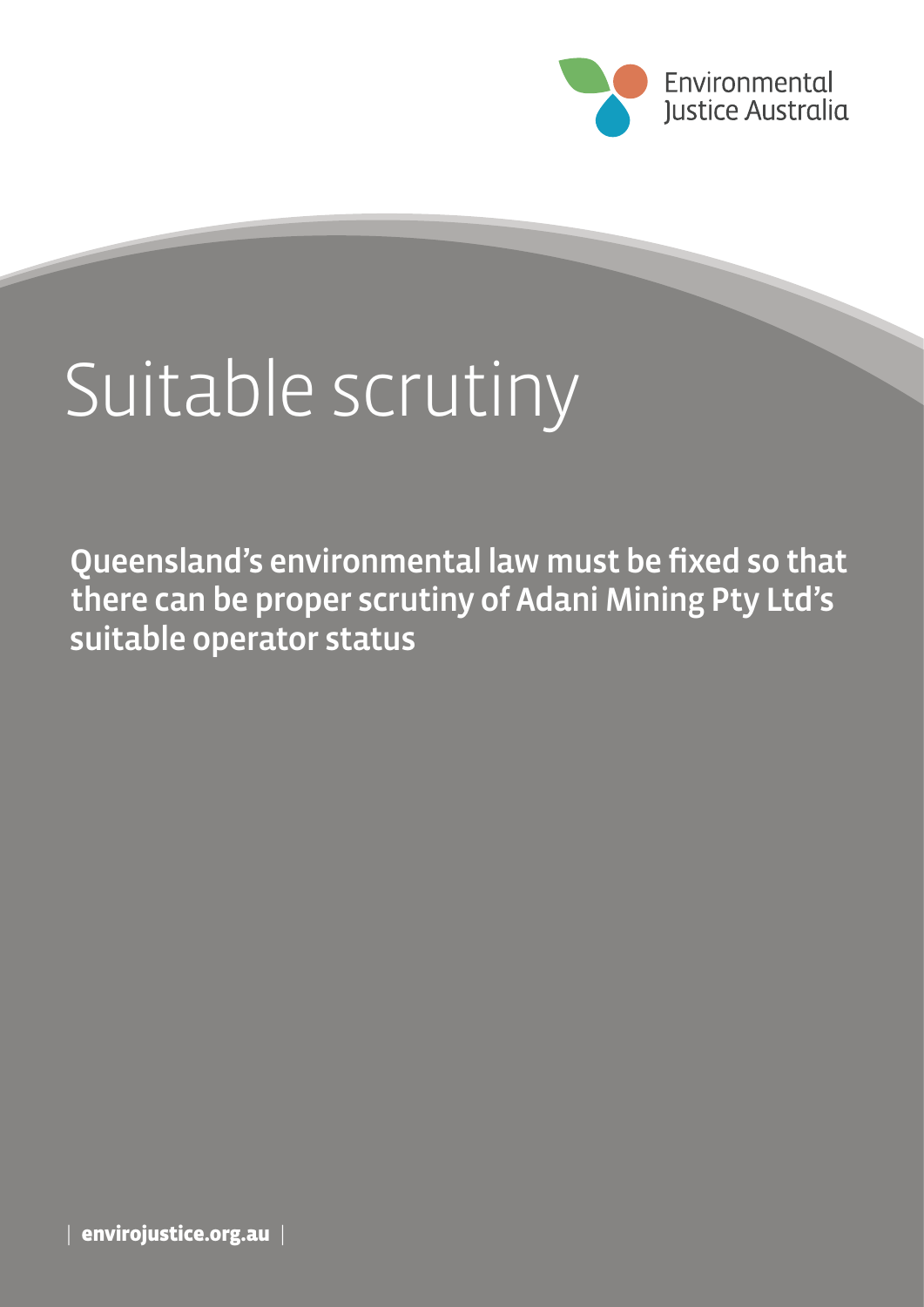Environmental Justice Australia

# Suitable scrutiny

**Queensland's environmental law must be fixed so that there can be proper scrutiny of Adani Mining Pty Ltd's suitable operator status**

envirojustice.org.au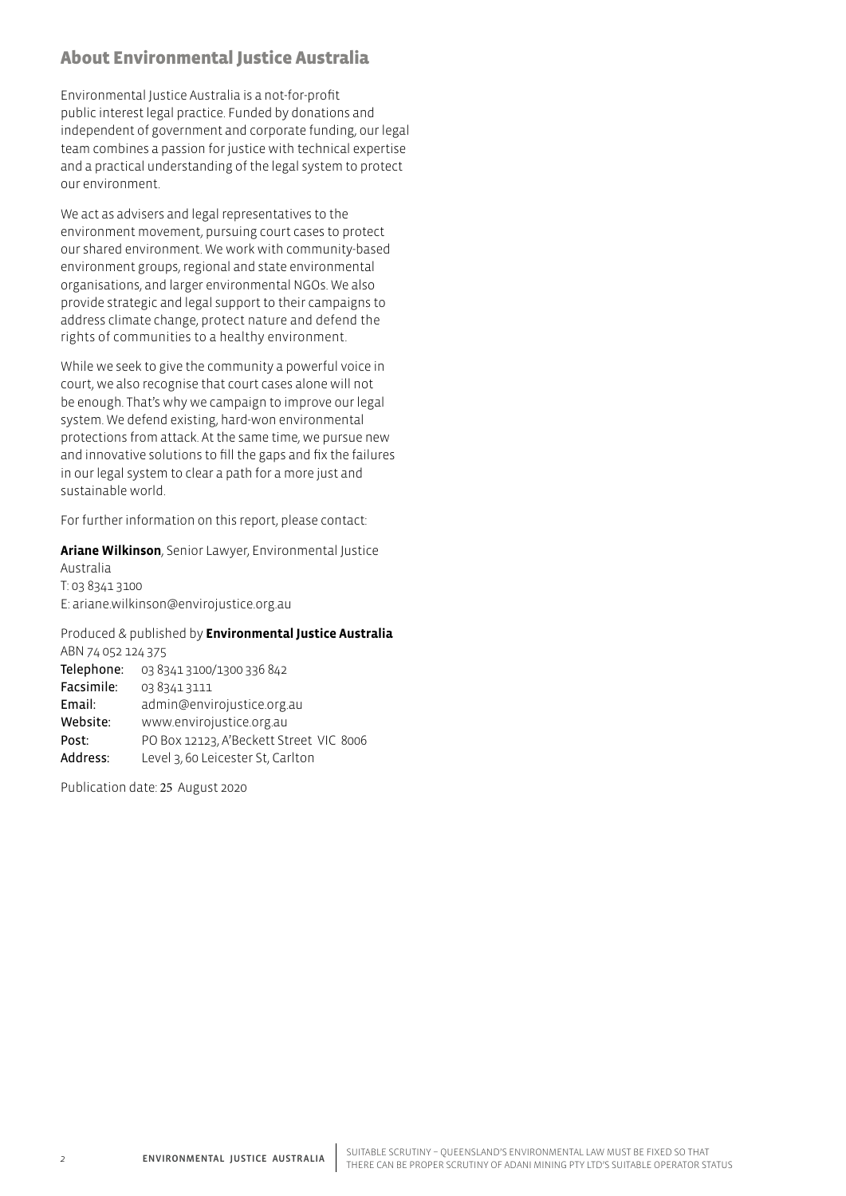## About Environmental Justice Australia

Environmental Justice Australia is a not-for-profit public interest legal practice. Funded by donations and independent of government and corporate funding, our legal team combines a passion for justice with technical expertise and a practical understanding of the legal system to protect our environment.

We act as advisers and legal representatives to the environment movement, pursuing court cases to protect our shared environment. We work with community-based environment groups, regional and state environmental organisations, and larger environmental NGOs. We also provide strategic and legal support to their campaigns to address climate change, protect nature and defend the rights of communities to a healthy environment.

While we seek to give the community a powerful voice in court, we also recognise that court cases alone will not be enough. That's why we campaign to improve our legal system. We defend existing, hard-won environmental protections from attack. At the same time, we pursue new and innovative solutions to fill the gaps and fix the failures in our legal system to clear a path for a more just and sustainable world.

For further information on this report, please contact:

**Ariane Wilkinson**, Senior Lawyer, Environmental Justice Australia
T: 03 8341 3100
E: ariane.wilkinson@envirojustice.org.au

Produced & published by **Environmental Justice Australia**
ABN 74 052 124 375
Telephone: 03 8341 3100/1300 336 842
Facsimile: 03 8341 3111
Email: admin@envirojustice.org.au
Website: www.envirojustice.org.au
Post: PO Box 12123, A'Beckett Street VIC 8006
Address: Level 3, 60 Leicester St, Carlton

Publication date: 25 August 2020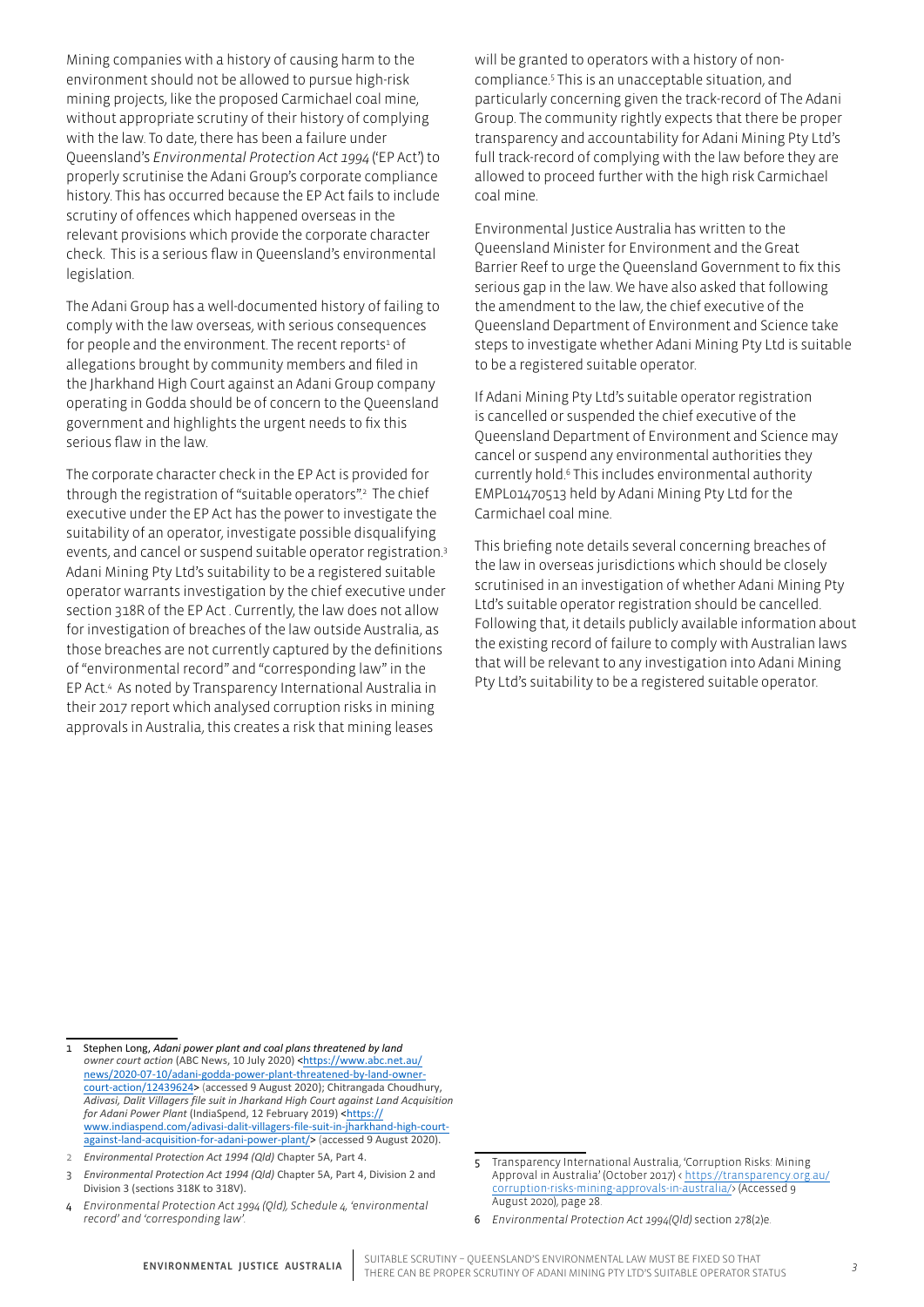Mining companies with a history of causing harm to the environment should not be allowed to pursue high-risk mining projects, like the proposed Carmichael coal mine, without appropriate scrutiny of their history of complying with the law. To date, there has been a failure under Queensland's *Environmental Protection Act 1994* ('EP Act') to properly scrutinise the Adani Group's corporate compliance history. This has occurred because the EP Act fails to include scrutiny of offences which happened overseas in the relevant provisions which provide the corporate character check. This is a serious flaw in Queensland's environmental legislation.

The Adani Group has a well-documented history of failing to comply with the law overseas, with serious consequences for people and the environment. The recent reports[1] of allegations brought by community members and filed in the Jharkhand High Court against an Adani Group company operating in Godda should be of concern to the Queensland government and highlights the urgent needs to fix this serious flaw in the law.

The corporate character check in the EP Act is provided for through the registration of "suitable operators".[2] The chief executive under the EP Act has the power to investigate the suitability of an operator, investigate possible disqualifying events, and cancel or suspend suitable operator registration.[3] Adani Mining Pty Ltd's suitability to be a registered suitable operator warrants investigation by the chief executive under section 318R of the EP Act . Currently, the law does not allow for investigation of breaches of the law outside Australia, as those breaches are not currently captured by the definitions of "environmental record" and "corresponding law" in the EP Act.[4] As noted by Transparency International Australia in their 2017 report which analysed corruption risks in mining approvals in Australia, this creates a risk that mining leases will be granted to operators with a history of non-compliance.[5] This is an unacceptable situation, and particularly concerning given the track-record of The Adani Group. The community rightly expects that there be proper transparency and accountability for Adani Mining Pty Ltd's full track-record of complying with the law before they are allowed to proceed further with the high risk Carmichael coal mine.

Environmental Justice Australia has written to the Queensland Minister for Environment and the Great Barrier Reef to urge the Queensland Government to fix this serious gap in the law. We have also asked that following the amendment to the law, the chief executive of the Queensland Department of Environment and Science take steps to investigate whether Adani Mining Pty Ltd is suitable to be a registered suitable operator.

If Adani Mining Pty Ltd's suitable operator registration is cancelled or suspended the chief executive of the Queensland Department of Environment and Science may cancel or suspend any environmental authorities they currently hold.[6] This includes environmental authority EMPL01470513 held by Adani Mining Pty Ltd for the Carmichael coal mine.

This briefing note details several concerning breaches of the law in overseas jurisdictions which should be closely scrutinised in an investigation of whether Adani Mining Pty Ltd's suitable operator registration should be cancelled. Following that, it details publicly available information about the existing record of failure to comply with Australian laws that will be relevant to any investigation into Adani Mining Pty Ltd's suitability to be a registered suitable operator.

---

1 Stephen Long, *Adani power plant and coal plans threatened by land owner court action* (ABC News, 10 July 2020) <https://www.abc.net.au/news/2020-07-10/adani-godda-power-plant-threatened-by-land-owner-court-action/12439624> (accessed 9 August 2020); Chitrangada Choudhury, *Adivasi, Dalit Villagers file suit in Jharkand High Court against Land Acquisition for Adani Power Plant* (IndiaSpend, 12 February 2019) <https://www.indiaspend.com/adivasi-dalit-villagers-file-suit-in-jharkhand-high-court-against-land-acquisition-for-adani-power-plant/> (accessed 9 August 2020).

2 *Environmental Protection Act 1994 (Qld)* Chapter 5A, Part 4.

3 *Environmental Protection Act 1994 (Qld)* Chapter 5A, Part 4, Division 2 and Division 3 (sections 318K to 318V).

4 *Environmental Protection Act 1994 (Qld), Schedule 4, 'environmental record' and 'corresponding law'.*

5 Transparency International Australia, 'Corruption Risks: Mining Approval in Australia' (October 2017) < https://transparency.org.au/corruption-risks-mining-approvals-in-australia/> (Accessed 9 August 2020), page 28.

6 *Environmental Protection Act 1994(Qld)* section 278(2)e.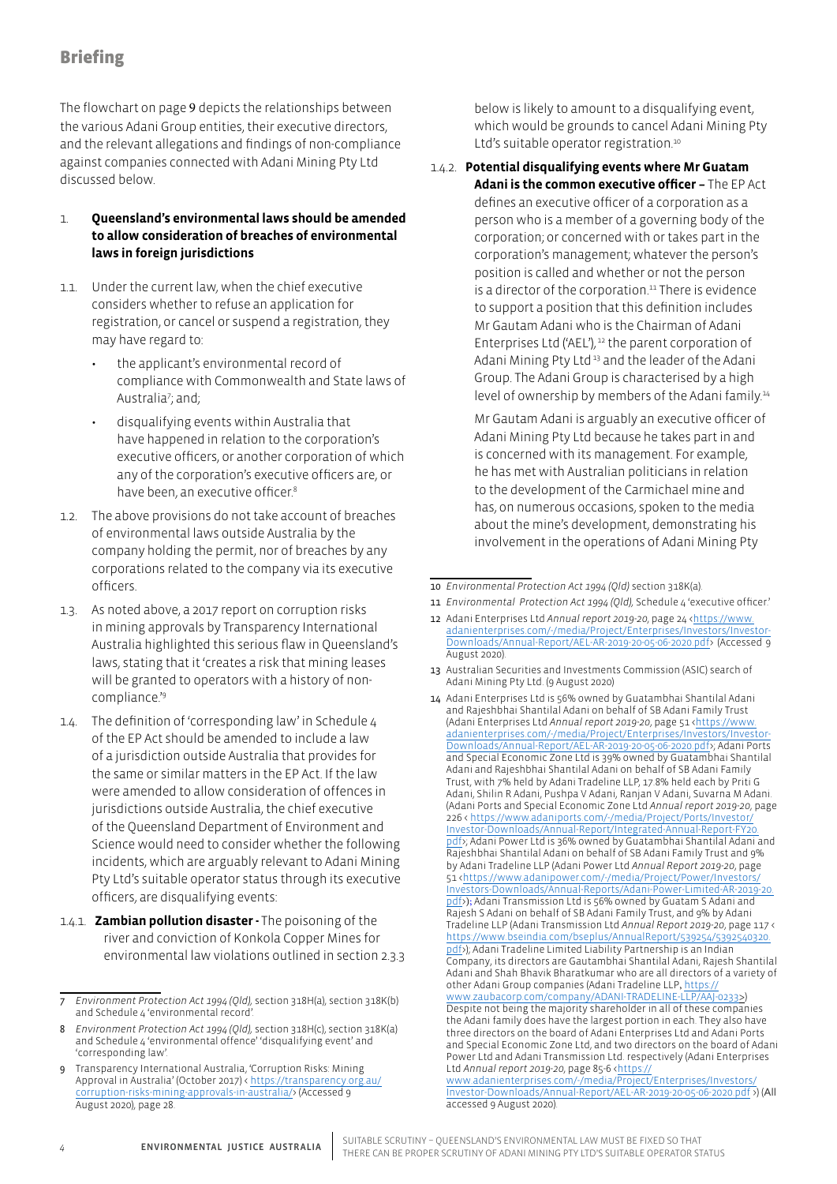## Briefing

The flowchart on page 9 depicts the relationships between the various Adani Group entities, their executive directors, and the relevant allegations and findings of non-compliance against companies connected with Adani Mining Pty Ltd discussed below.

1. **Queensland's environmental laws should be amended to allow consideration of breaches of environmental laws in foreign jurisdictions**

1.1. Under the current law, when the chief executive considers whether to refuse an application for registration, or cancel or suspend a registration, they may have regard to:

- the applicant's environmental record of compliance with Commonwealth and State laws of Australia[7]; and;
- disqualifying events within Australia that have happened in relation to the corporation's executive officers, or another corporation of which any of the corporation's executive officers are, or have been, an executive officer.[8]

1.2. The above provisions do not take account of breaches of environmental laws outside Australia by the company holding the permit, nor of breaches by any corporations related to the company via its executive officers.

1.3. As noted above, a 2017 report on corruption risks in mining approvals by Transparency International Australia highlighted this serious flaw in Queensland's laws, stating that it 'creates a risk that mining leases will be granted to operators with a history of non-compliance.'[9]

1.4. The definition of 'corresponding law' in Schedule 4 of the EP Act should be amended to include a law of a jurisdiction outside Australia that provides for the same or similar matters in the EP Act. If the law were amended to allow consideration of offences in jurisdictions outside Australia, the chief executive of the Queensland Department of Environment and Science would need to consider whether the following incidents, which are arguably relevant to Adani Mining Pty Ltd's suitable operator status through its executive officers, are disqualifying events:

1.4.1. **Zambian pollution disaster -** The poisoning of the river and conviction of Konkola Copper Mines for environmental law violations outlined in section 2.3.3 below is likely to amount to a disqualifying event, which would be grounds to cancel Adani Mining Pty Ltd's suitable operator registration.[10]

1.4.2. **Potential disqualifying events where Mr Guatam Adani is the common executive officer –** The EP Act defines an executive officer of a corporation as a person who is a member of a governing body of the corporation; or concerned with or takes part in the corporation's management; whatever the person's position is called and whether or not the person is a director of the corporation.[11] There is evidence to support a position that this definition includes Mr Gautam Adani who is the Chairman of Adani Enterprises Ltd ('AEL'),[12] the parent corporation of Adani Mining Pty Ltd[13] and the leader of the Adani Group. The Adani Group is characterised by a high level of ownership by members of the Adani family.[14]

Mr Gautam Adani is arguably an executive officer of Adani Mining Pty Ltd because he takes part in and is concerned with its management. For example, he has met with Australian politicians in relation to the development of the Carmichael mine and has, on numerous occasions, spoken to the media about the mine's development, demonstrating his involvement in the operations of Adani Mining Pty

---

7 *Environment Protection Act 1994 (Qld),* section 318H(a), section 318K(b) and Schedule 4 'environmental record'.

8 *Environment Protection Act 1994 (Qld),* section 318H(c), section 318K(a) and Schedule 4 'environmental offence' 'disqualifying event' and 'corresponding law'.

9 Transparency International Australia, 'Corruption Risks: Mining Approval in Australia' (October 2017) < https://transparency.org.au/corruption-risks-mining-approvals-in-australia/> (Accessed 9 August 2020), page 28.

10 *Environmental Protection Act 1994 (Qld)* section 318K(a).

11 *Environmental Protection Act 1994 (Qld),* Schedule 4 'executive officer.'

12 Adani Enterprises Ltd *Annual report 2019-20*, page 24 <https://www.adanienterprises.com/-/media/Project/Enterprises/Investors/Investor-Downloads/Annual-Report/AEL-AR-2019-20-05-06-2020.pdf> (Accessed 9 August 2020).

13 Australian Securities and Investments Commission (ASIC) search of Adani Mining Pty Ltd. (9 August 2020)

14 Adani Enterprises Ltd is 56% owned by Guatambhai Shantilal Adani and Rajeshbhai Shantilal Adani on behalf of SB Adani Family Trust (Adani Enterprises Ltd *Annual report 2019-20*, page 51 <https://www.adanienterprises.com/-/media/Project/Enterprises/Investors/Investor-Downloads/Annual-Report/AEL-AR-2019-20-05-06-2020.pdf>; Adani Ports and Special Economic Zone Ltd is 39% owned by Guatambhai Shantilal Adani and Rajeshbhai Shantilal Adani on behalf of SB Adani Family Trust, with 7% held by Adani Tradeline LLP, 17.8% held each by Priti G Adani, Shilin R Adani, Pushpa V Adani, Ranjan V Adani, Suvarna M Adani. (Adani Ports and Special Economic Zone Ltd *Annual report 2019-20*, page 226 < https://www.adaniports.com/-/media/Project/Ports/Investor/Investor-Downloads/Annual-Report/Integrated-Annual-Report-FY20.pdf>; Adani Power Ltd is 36% owned by Guatambhai Shantilal Adani and Rajeshbhai Shantilal Adani on behalf of SB Adani Family Trust and 9% by Adani Tradeline LLP (Adani Power Ltd *Annual Report 2019-20*, page 51 <https://www.adanipower.com/-/media/Project/Power/Investors/Investors-Downloads/Annual-Reports/Adani-Power-Limited-AR-2019-20.pdf>); Adani Transmission Ltd is 56% owned by Guatam S Adani and Rajesh S Adani on behalf of SB Adani Family Trust, and 9% by Adani Tradeline LLP (Adani Transmission Ltd *Annual Report 2019-20*, page 117 < https://www.bseindia.com/bseplus/AnnualReport/539254/5392540320.pdf>); Adani Tradeline Limited Liability Partnership is an Indian Company, its directors are Gautambhai Shantilal Adani, Rajesh Shantilal Adani and Shah Bhavik Bharatkumar who are all directors of a variety of other Adani Group companies (Adani Tradeline LLP, https://www.zaubacorp.com/company/ADANI-TRADELINE-LLP/AAJ-0233>) Despite not being the majority shareholder in all of these companies the Adani family does have the largest portion in each. They also have three directors on the board of Adani Enterprises Ltd and Adani Ports and Special Economic Zone Ltd, and two directors on the board of Adani Power Ltd and Adani Transmission Ltd. respectively (Adani Enterprises Ltd *Annual report 2019-20*, page 85-6 <https://www.adanienterprises.com/-/media/Project/Enterprises/Investors/Investor-Downloads/Annual-Report/AEL-AR-2019-20-05-06-2020.pdf >) (All accessed 9 August 2020).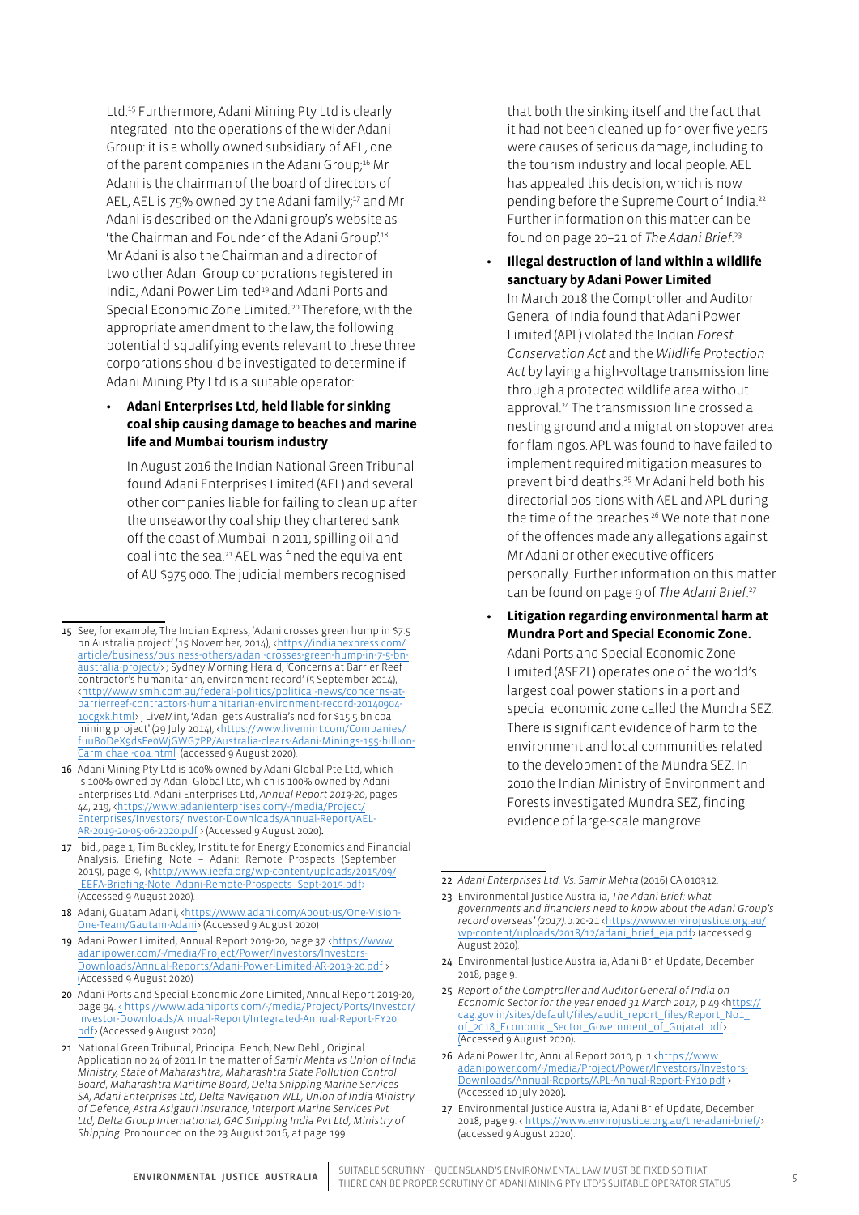Ltd.[15] Furthermore, Adani Mining Pty Ltd is clearly integrated into the operations of the wider Adani Group: it is a wholly owned subsidiary of AEL, one of the parent companies in the Adani Group;[16] Mr Adani is the chairman of the board of directors of AEL, AEL is 75% owned by the Adani family;[17] and Mr Adani is described on the Adani group's website as 'the Chairman and Founder of the Adani Group'.[18] Mr Adani is also the Chairman and a director of two other Adani Group corporations registered in India, Adani Power Limited[19] and Adani Ports and Special Economic Zone Limited.[20] Therefore, with the appropriate amendment to the law, the following potential disqualifying events relevant to these three corporations should be investigated to determine if Adani Mining Pty Ltd is a suitable operator:

- **Adani Enterprises Ltd, held liable for sinking coal ship causing damage to beaches and marine life and Mumbai tourism industry**

  In August 2016 the Indian National Green Tribunal found Adani Enterprises Limited (AEL) and several other companies liable for failing to clean up after the unseaworthy coal ship they chartered sank off the coast of Mumbai in 2011, spilling oil and coal into the sea.[21] AEL was fined the equivalent of AU $975 000. The judicial members recognised that both the sinking itself and the fact that it had not been cleaned up for over five years were causes of serious damage, including to the tourism industry and local people. AEL has appealed this decision, which is now pending before the Supreme Court of India.[22] Further information on this matter can be found on page 20–21 of *The Adani Brief*.[23]

- **Illegal destruction of land within a wildlife sanctuary by Adani Power Limited**

  In March 2018 the Comptroller and Auditor General of India found that Adani Power Limited (APL) violated the Indian *Forest Conservation Act* and the *Wildlife Protection Act* by laying a high-voltage transmission line through a protected wildlife area without approval.[24] The transmission line crossed a nesting ground and a migration stopover area for flamingos. APL was found to have failed to implement required mitigation measures to prevent bird deaths.[25] Mr Adani held both his directorial positions with AEL and APL during the time of the breaches.[26] We note that none of the offences made any allegations against Mr Adani or other executive officers personally. Further information on this matter can be found on page 9 of *The Adani Brief*.[27]

- **Litigation regarding environmental harm at Mundra Port and Special Economic Zone.**

  Adani Ports and Special Economic Zone Limited (ASEZL) operates one of the world's largest coal power stations in a port and special economic zone called the Mundra SEZ. There is significant evidence of harm to the environment and local communities related to the development of the Mundra SEZ. In 2010 the Indian Ministry of Environment and Forests investigated Mundra SEZ, finding evidence of large-scale mangrove

---

15 See, for example, The Indian Express, 'Adani crosses green hump in $7.5 bn Australia project' (15 November, 2014), <https://indianexpress.com/article/business/business-others/adani-crosses-green-hump-in-7-5-bn-australia-project/> ; Sydney Morning Herald, 'Concerns at Barrier Reef contractor's humanitarian, environment record' (5 September 2014), <http://www.smh.com.au/federal-politics/political-news/concerns-at-barrierreef-contractors-humanitarian-environment-record-20140904-10cgxk.html> ; LiveMint, 'Adani gets Australia's nod for $15.5 bn coal mining project' (29 July 2014), <https://www.livemint.com/Companies/fuuBoDeX9dsFeoWjGWG7PP/Australia-clears-Adani-Minings-155-billion-Carmichael-coa.html (accessed 9 August 2020).

16 Adani Mining Pty Ltd is 100% owned by Adani Global Pte Ltd, which is 100% owned by Adani Global Ltd, which is 100% owned by Adani Enterprises Ltd. Adani Enterprises Ltd, *Annual Report 2019-20*, pages 44, 219, <https://www.adanienterprises.com/-/media/Project/Enterprises/Investors/Investor-Downloads/Annual-Report/AEL-AR-2019-20-05-06-2020.pdf > (Accessed 9 August 2020).

17 Ibid., page 1; Tim Buckley, Institute for Energy Economics and Financial Analysis, Briefing Note – Adani: Remote Prospects (September 2015), page 9, (<http://www.ieefa.org/wp-content/uploads/2015/09/IEEFA-Briefing-Note_Adani-Remote-Prospects_Sept-2015.pdf> (Accessed 9 August 2020).

18 Adani, Guatam Adani, <https://www.adani.com/About-us/One-Vision-One-Team/Gautam-Adani> (Accessed 9 August 2020)

19 Adani Power Limited, Annual Report 2019-20, page 37 <https://www.adanipower.com/-/media/Project/Power/Investors/Investors-Downloads/Annual-Reports/Adani-Power-Limited-AR-2019-20.pdf > (Accessed 9 August 2020)

20 Adani Ports and Special Economic Zone Limited, Annual Report 2019-20, page 94. < https://www.adaniports.com/-/media/Project/Ports/Investor/Investor-Downloads/Annual-Report/Integrated-Annual-Report-FY20.pdf> (Accessed 9 August 2020).

21 National Green Tribunal, Principal Bench, New Dehli, Original Application no 24 of 2011 In the matter of *Samir Mehta vs Union of India Ministry, State of Maharashtra, Maharashtra State Pollution Control Board, Maharashtra Maritime Board, Delta Shipping Marine Services SA, Adani Enterprises Ltd, Delta Navigation WLL, Union of India Ministry of Defence, Astra Asigauri Insurance, Interport Marine Services Pvt Ltd, Delta Group International, GAC Shipping India Pvt Ltd, Ministry of Shipping*. Pronounced on the 23 August 2016, at page 199.

22 *Adani Enterprises Ltd. Vs. Samir Mehta* (2016) CA 010312.

23 Environmental Justice Australia, *The Adani Brief: what governments and financiers need to know about the Adani Group's record overseas' (2017)*.p.20-21 <https://www.envirojustice.org.au/wp-content/uploads/2018/12/adani_brief_eja.pdf> (accessed 9 August 2020).

24 Environmental Justice Australia, Adani Brief Update, December 2018, page 9.

25 *Report of the Comptroller and Auditor General of India on Economic Sector for the year ended 31 March 2017,* p 49 <https://cag.gov.in/sites/default/files/audit_report_files/Report_No1_of_2018_Economic_Sector_Government_of_Gujarat.pdf> (Accessed 9 August 2020).

26 Adani Power Ltd, Annual Report 2010, p. 1 <https://www.adanipower.com/-/media/Project/Power/Investors/Investors-Downloads/Annual-Reports/APL-Annual-Report-FY10.pdf > (Accessed 10 July 2020).

27 Environmental Justice Australia, Adani Brief Update, December 2018, page 9. < https://www.envirojustice.org.au/the-adani-brief/> (accessed 9 August 2020).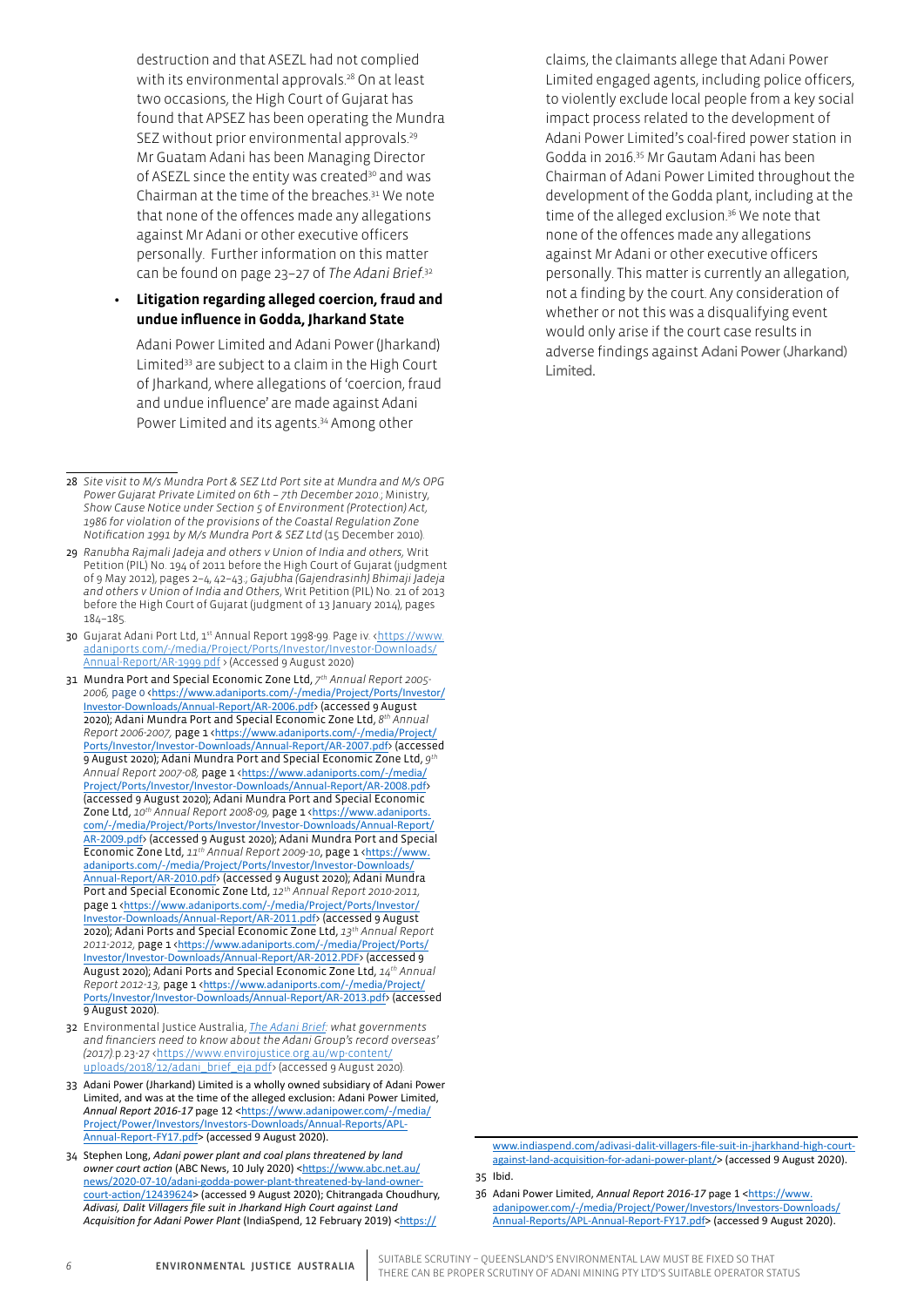destruction and that ASEZL had not complied with its environmental approvals.[28] On at least two occasions, the High Court of Gujarat has found that APSEZ has been operating the Mundra SEZ without prior environmental approvals.[29] Mr Guatam Adani has been Managing Director of ASEZL since the entity was created[30] and was Chairman at the time of the breaches.[31] We note that none of the offences made any allegations against Mr Adani or other executive officers personally. Further information on this matter can be found on page 23–27 of *The Adani Brief*.[32]

- **Litigation regarding alleged coercion, fraud and undue influence in Godda, Jharkand State**

  Adani Power Limited and Adani Power (Jharkand) Limited[33] are subject to a claim in the High Court of Jharkand, where allegations of 'coercion, fraud and undue influence' are made against Adani Power Limited and its agents.[34] Among other claims, the claimants allege that Adani Power Limited engaged agents, including police officers, to violently exclude local people from a key social impact process related to the development of Adani Power Limited's coal-fired power station in Godda in 2016.[35] Mr Gautam Adani has been Chairman of Adani Power Limited throughout the development of the Godda plant, including at the time of the alleged exclusion.[36] We note that none of the offences made any allegations against Mr Adani or other executive officers personally. This matter is currently an allegation, not a finding by the court. Any consideration of whether or not this was a disqualifying event would only arise if the court case results in adverse findings against Adani Power (Jharkand) Limited.

---

28 *Site visit to M/s Mundra Port & SEZ Ltd Port site at Mundra and M/s OPG Power Gujarat Private Limited on 6th – 7th December 2010*; Ministry, *Show Cause Notice under Section 5 of Environment (Protection) Act, 1986 for violation of the provisions of the Coastal Regulation Zone Notification 1991 by M/s Mundra Port & SEZ Ltd* (15 December 2010).

29 *Ranubha Rajmali Jadeja and others v Union of India and others*, Writ Petition (PIL) No. 194 of 2011 before the High Court of Gujarat (judgment of 9 May 2012), pages 2–4, 42–43; *Gajubha (Gajendrasinh) Bhimaji Jadeja and others v Union of India and Others*, Writ Petition (PIL) No. 21 of 2013 before the High Court of Gujarat (judgment of 13 January 2014), pages 184–185.

30 Gujarat Adani Port Ltd, 1st Annual Report 1998-99. Page iv. <https://www.adaniports.com/-/media/Project/Ports/Investor/Investor-Downloads/Annual-Report/AR-1999.pdf > (Accessed 9 August 2020)

31 Mundra Port and Special Economic Zone Ltd, *7th Annual Report 2005-2006*, page 0 <https://www.adaniports.com/-/media/Project/Ports/Investor/Investor-Downloads/Annual-Report/AR-2006.pdf> (accessed 9 August 2020); Adani Mundra Port and Special Economic Zone Ltd, *8th Annual Report 2006-2007*, page 1 <https://www.adaniports.com/-/media/Project/Ports/Investor/Investor-Downloads/Annual-Report/AR-2007.pdf> (accessed 9 August 2020); Adani Mundra Port and Special Economic Zone Ltd, *9th Annual Report 2007-08*, page 1 <https://www.adaniports.com/-/media/Project/Ports/Investor/Investor-Downloads/Annual-Report/AR-2008.pdf> (accessed 9 August 2020); Adani Mundra Port and Special Economic Zone Ltd, *10th Annual Report 2008-09*, page 1 <https://www.adaniports.com/-/media/Project/Ports/Investor/Investor-Downloads/Annual-Report/AR-2009.pdf> (accessed 9 August 2020); Adani Mundra Port and Special Economic Zone Ltd, *11th Annual Report 2009-10*, page 1 <https://www.adaniports.com/-/media/Project/Ports/Investor/Investor-Downloads/Annual-Report/AR-2010.pdf> (accessed 9 August 2020); Adani Mundra Port and Special Economic Zone Ltd, *12th Annual Report 2010-2011*, page 1 <https://www.adaniports.com/-/media/Project/Ports/Investor/Investor-Downloads/Annual-Report/AR-2011.pdf> (accessed 9 August 2020); Adani Ports and Special Economic Zone Ltd, *13th Annual Report 2011-2012*, page 1 <https://www.adaniports.com/-/media/Project/Ports/Investor/Investor-Downloads/Annual-Report/AR-2012.PDF> (accessed 9 August 2020); Adani Ports and Special Economic Zone Ltd, *14th Annual Report 2012-13*, page 1 <https://www.adaniports.com/-/media/Project/Ports/Investor/Investor-Downloads/Annual-Report/AR-2013.pdf> (accessed 9 August 2020).

32 Environmental Justice Australia, *The Adani Brief: what governments and financiers need to know about the Adani Group's record overseas' (2017)* p.23-27 <https://www.envirojustice.org.au/wp-content/uploads/2018/12/adani_brief_eja.pdf> (accessed 9 August 2020).

33 Adani Power (Jharkand) Limited is a wholly owned subsidiary of Adani Power Limited, and was at the time of the alleged exclusion: Adani Power Limited, *Annual Report 2016-17* page 12 <https://www.adanipower.com/-/media/Project/Power/Investors/Investors-Downloads/Annual-Reports/APL-Annual-Report-FY17.pdf> (accessed 9 August 2020).

34 Stephen Long, *Adani power plant and coal plans threatened by land owner court action* (ABC News, 10 July 2020) <https://www.abc.net.au/news/2020-07-10/adani-godda-power-plant-threatened-by-land-owner-court-action/12439624> (accessed 9 August 2020); Chitrangada Choudhury, *Adivasi, Dalit Villagers file suit in Jharkand High Court against Land Acquisition for Adani Power Plant* (IndiaSpend, 12 February 2019) <https://www.indiaspend.com/adivasi-dalit-villagers-file-suit-in-jharkhand-high-court-against-land-acquisition-for-adani-power-plant/> (accessed 9 August 2020).

35 Ibid.

36 Adani Power Limited, *Annual Report 2016-17* page 1 <https://www.adanipower.com/-/media/Project/Power/Investors/Investors-Downloads/Annual-Reports/APL-Annual-Report-FY17.pdf> (accessed 9 August 2020).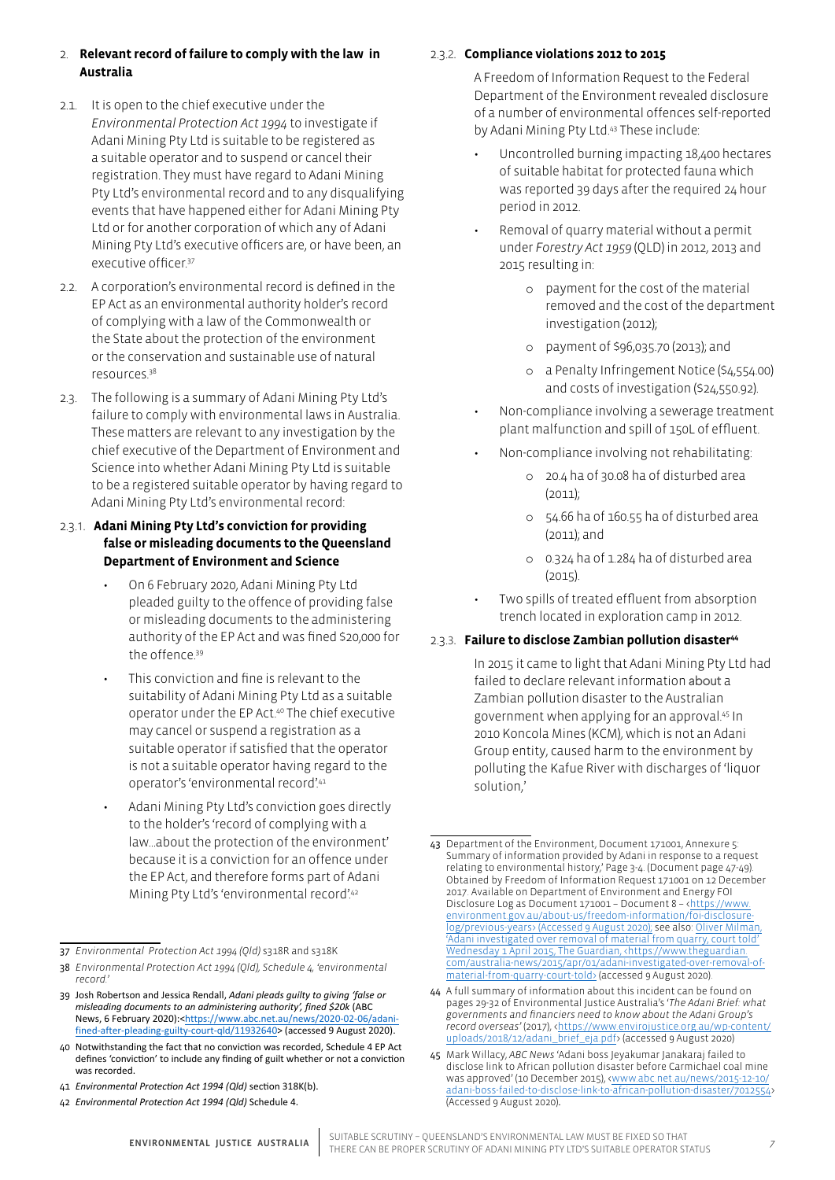## 2. Relevant record of failure to comply with the law in Australia

2.1. It is open to the chief executive under the *Environmental Protection Act 1994* to investigate if Adani Mining Pty Ltd is suitable to be registered as a suitable operator and to suspend or cancel their registration. They must have regard to Adani Mining Pty Ltd's environmental record and to any disqualifying events that have happened either for Adani Mining Pty Ltd or for another corporation of which any of Adani Mining Pty Ltd's executive officers are, or have been, an executive officer.[37]

2.2. A corporation's environmental record is defined in the EP Act as an environmental authority holder's record of complying with a law of the Commonwealth or the State about the protection of the environment or the conservation and sustainable use of natural resources.[38]

2.3. The following is a summary of Adani Mining Pty Ltd's failure to comply with environmental laws in Australia. These matters are relevant to any investigation by the chief executive of the Department of Environment and Science into whether Adani Mining Pty Ltd is suitable to be a registered suitable operator by having regard to Adani Mining Pty Ltd's environmental record:

### 2.3.1. Adani Mining Pty Ltd's conviction for providing false or misleading documents to the Queensland Department of Environment and Science

- On 6 February 2020, Adani Mining Pty Ltd pleaded guilty to the offence of providing false or misleading documents to the administering authority of the EP Act and was fined $20,000 for the offence.[39]
- This conviction and fine is relevant to the suitability of Adani Mining Pty Ltd as a suitable operator under the EP Act.[40] The chief executive may cancel or suspend a registration as a suitable operator if satisfied that the operator is not a suitable operator having regard to the operator's 'environmental record'.[41]
- Adani Mining Pty Ltd's conviction goes directly to the holder's 'record of complying with a law…about the protection of the environment' because it is a conviction for an offence under the EP Act, and therefore forms part of Adani Mining Pty Ltd's 'environmental record'.[42]

### 2.3.2. Compliance violations 2012 to 2015

A Freedom of Information Request to the Federal Department of the Environment revealed disclosure of a number of environmental offences self-reported by Adani Mining Pty Ltd.[43] These include:

- Uncontrolled burning impacting 18,400 hectares of suitable habitat for protected fauna which was reported 39 days after the required 24 hour period in 2012.
- Removal of quarry material without a permit under *Forestry Act 1959* (QLD) in 2012, 2013 and 2015 resulting in:
  - payment for the cost of the material removed and the cost of the department investigation (2012);
  - payment of $96,035.70 (2013); and
  - a Penalty Infringement Notice ($4,554.00) and costs of investigation ($24,550.92).
- Non-compliance involving a sewerage treatment plant malfunction and spill of 150L of effluent.
- Non-compliance involving not rehabilitating:
  - 20.4 ha of 30.08 ha of disturbed area (2011);
  - 54.66 ha of 160.55 ha of disturbed area (2011); and
  - 0.324 ha of 1.284 ha of disturbed area (2015).
- Two spills of treated effluent from absorption trench located in exploration camp in 2012.

### 2.3.3. Failure to disclose Zambian pollution disaster[44]

In 2015 it came to light that Adani Mining Pty Ltd had failed to declare relevant information about a Zambian pollution disaster to the Australian government when applying for an approval.[45] In 2010 Koncola Mines (KCM), which is not an Adani Group entity, caused harm to the environment by polluting the Kafue River with discharges of 'liquor solution,'

---

37 *Environmental Protection Act 1994 (Qld)* s318R and s318K

38 *Environmental Protection Act 1994 (Qld), Schedule 4, 'environmental record'*

39 Josh Robertson and Jessica Rendall, *Adani pleads guilty to giving 'false or misleading documents to an administering authority', fined $20k* (ABC News, 6 February 2020):<https://www.abc.net.au/news/2020-02-06/adani-fined-after-pleading-guilty-court-qld/11932640> (accessed 9 August 2020).

40 Notwithstanding the fact that no conviction was recorded, Schedule 4 EP Act defines 'conviction' to include any finding of guilt whether or not a conviction was recorded.

41 *Environmental Protection Act 1994 (Qld)* section 318K(b).

42 *Environmental Protection Act 1994 (Qld)* Schedule 4.

43 Department of the Environment, Document 171001, Annexure 5: Summary of information provided by Adani in response to a request relating to environmental history,' Page 3-4. (Document page 47-49). Obtained by Freedom of Information Request 171001 on 12 December 2017. Available on Department of Environment and Energy FOI Disclosure Log as Document 171001 – Document 8 – <https://www.environment.gov.au/about-us/freedom-information/foi-disclosure-log/previous-years> (Accessed 9 August 2020); see also: Oliver Milman, 'Adani investigated over removal of material from quarry, court told' Wednesday 1 April 2015, The Guardian, <https://www.theguardian.com/australia-news/2015/apr/01/adani-investigated-over-removal-of-material-from-quarry-court-told> (accessed 9 August 2020).

44 A full summary of information about this incident can be found on pages 29-32 of Environmental Justice Australia's '*The Adani Brief: what governments and financiers need to know about the Adani Group's record overseas*' (2017), <https://www.envirojustice.org.au/wp-content/uploads/2018/12/adani_brief_eja.pdf> (accessed 9 August 2020)

45 Mark Willacy, *ABC News* 'Adani boss Jeyakumar Janakaraj failed to disclose link to African pollution disaster before Carmichael coal mine was approved' (10 December 2015), <www.abc.net.au/news/2015-12-10/adani-boss-failed-to-disclose-link-to-african-pollution-disaster/7012554> (Accessed 9 August 2020).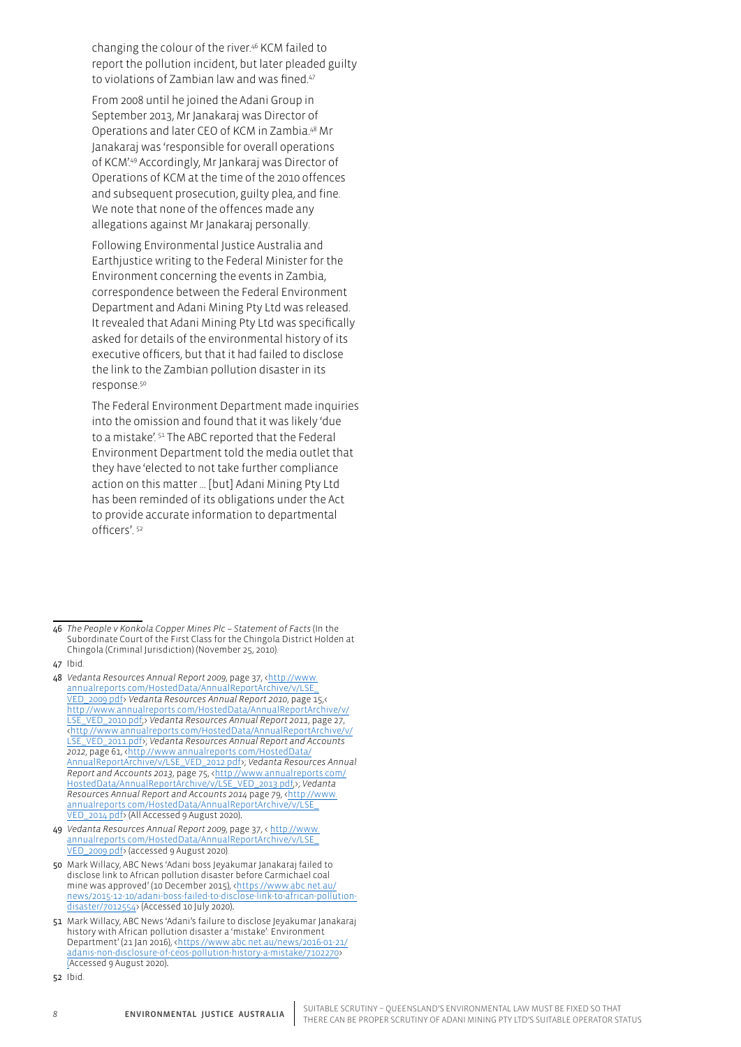changing the colour of the river.[46] KCM failed to report the pollution incident, but later pleaded guilty to violations of Zambian law and was fined.[47]

From 2008 until he joined the Adani Group in September 2013, Mr Janakaraj was Director of Operations and later CEO of KCM in Zambia.[48] Mr Janakaraj was 'responsible for overall operations of KCM'.[49] Accordingly, Mr Jankaraj was Director of Operations of KCM at the time of the 2010 offences and subsequent prosecution, guilty plea, and fine. We note that none of the offences made any allegations against Mr Janakaraj personally.

Following Environmental Justice Australia and Earthjustice writing to the Federal Minister for the Environment concerning the events in Zambia, correspondence between the Federal Environment Department and Adani Mining Pty Ltd was released. It revealed that Adani Mining Pty Ltd was specifically asked for details of the environmental history of its executive officers, but that it had failed to disclose the link to the Zambian pollution disaster in its response.[50]

The Federal Environment Department made inquiries into the omission and found that it was likely 'due to a mistake'. [51] The ABC reported that the Federal Environment Department told the media outlet that they have 'elected to not take further compliance action on this matter … [but] Adani Mining Pty Ltd has been reminded of its obligations under the Act to provide accurate information to departmental officers'. [52]

---

46 *The People v Konkola Copper Mines Plc – Statement of Facts* (In the Subordinate Court of the First Class for the Chingola District Holden at Chingola (Criminal Jurisdiction) (November 25, 2010).

47 Ibid.

48 *Vedanta Resources Annual Report 2009*, page 37, <http://www.annualreports.com/HostedData/AnnualReportArchive/v/LSE_VED_2009.pdf> *Vedanta Resources Annual Report 2010*, page 15,< http://www.annualreports.com/HostedData/AnnualReportArchive/v/LSE_VED_2010.pdf;> *Vedanta Resources Annual Report 2011*, page 27, <http://www.annualreports.com/HostedData/AnnualReportArchive/v/LSE_VED_2011.pdf>; *Vedanta Resources Annual Report and Accounts 2012*, page 61, <http://www.annualreports.com/HostedData/AnnualReportArchive/v/LSE_VED_2012.pdf>; *Vedanta Resources Annual Report and Accounts 2013*, page 75, <http://www.annualreports.com/HostedData/AnnualReportArchive/v/LSE_VED_2013.pdf>; *Vedanta Resources Annual Report and Accounts 2014* page 79, <http://www.annualreports.com/HostedData/AnnualReportArchive/v/LSE_VED_2014.pdf> (All Accessed 9 August 2020).

49 *Vedanta Resources Annual Report 2009*, page 37, < http://www.annualreports.com/HostedData/AnnualReportArchive/v/LSE_VED_2009.pdf> (accessed 9 August 2020).

50 Mark Willacy, ABC News 'Adani boss Jeyakumar Janakaraj failed to disclose link to African pollution disaster before Carmichael coal mine was approved' (10 December 2015), <https://www.abc.net.au/news/2015-12-10/adani-boss-failed-to-disclose-link-to-african-pollution-disaster/7012554> (Accessed 10 July 2020).

51 Mark Willacy, ABC News 'Adani's failure to disclose Jeyakumar Janakaraj history with African pollution disaster a 'mistake': Environment Department' (21 Jan 2016), <https://www.abc.net.au/news/2016-01-21/adanis-non-disclosure-of-ceos-pollution-history-a-mistake/7102270> (Accessed 9 August 2020).

52 Ibid.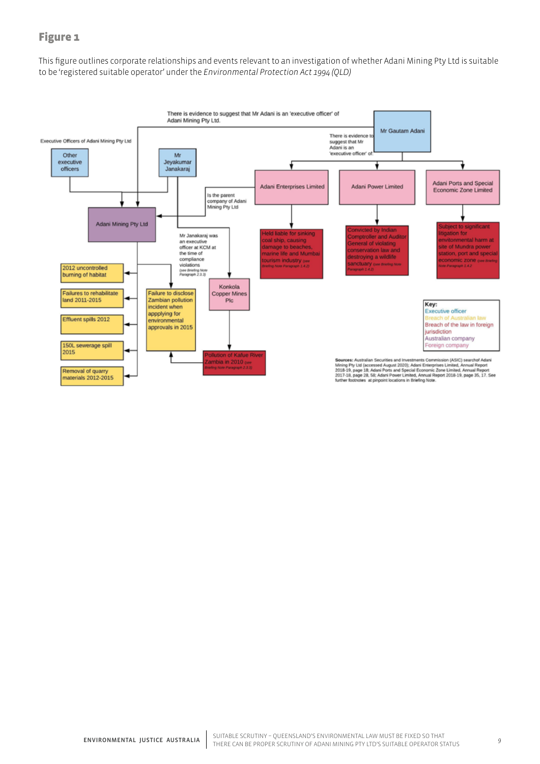## Figure 1

This figure outlines corporate relationships and events relevant to an investigation of whether Adani Mining Pty Ltd is suitable to be 'registered suitable operator' under the *Environmental Protection Act 1994 (QLD)*

There is evidence to suggest that Mr Adani is an 'executive officer' of Adani Mining Pty Ltd.

Mr Gautam Adani

There is evidence to suggest that Mr Adani is an 'executive officer' of:

Executive Officers of Adani Mining Pty Ltd

Other executive officers

Mr Jeyakumar Janakaraj

Adani Enterprises Limited

Adani Power Limited

Adani Ports and Special Economic Zone Limited

Is the parent company of Adani Mining Pty Ltd

Adani Mining Pty Ltd

Mr Janakaraj was an executive officer at KCM at the time of compliance violations (see Briefing Note Paragraph 2.3.3)

Held liable for sinking coal ship, causing damage to beaches, marine life and Mumbai tourism industry (see Briefing Note Paragraph 1.4.2)

Convicted by Indian Comptroller and Auditor General of violating conservation law and destroying a wildlife sanctuary (see Briefing Note Paragraph 1.4.2)

Subject to significant litigation for environmental harm at site of Mundra power station, port and special economic zone (see Briefing Note Paragraph 1.4.2)

2012 uncontrolled burning of habitat

Failures to rehabilitate land 2011-2015

Effluent spills 2012

150L sewerage spill 2015

Removal of quarry materials 2012-2015

Failure to disclose Zambian pollution incident when appplying for environmental approvals in 2015

Konkola Copper Mines Plc

Pollution of Kafue River Zambia in 2010 (see Briefing Note Paragraph 2.3.3)

**Key:**
Executive officer
Breach of Australian law
Breach of the law in foreign jurisdiction
Australian company
Foreign company

**Sources:** Australian Securities and Investments Commission (ASIC) searchof Adani Mining Pty Ltd (accessed August 2020); Adani Enterprises Limited, Annual Report 2018-19, page 18; Adani Ports and Special Economic Zone Limited, Annual Report 2017-18, page 28, 58; Adani Power Limited, Annual Report 2018-19, page 35, 17. See further footnotes at pinpoint locations in Briefing Note.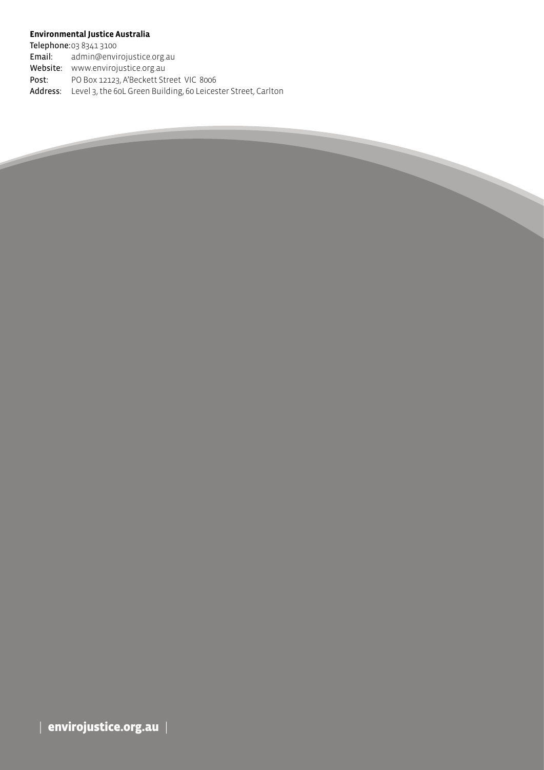**Environmental Justice Australia**

Telephone: 03 8341 3100
Email: admin@envirojustice.org.au
Website: www.envirojustice.org.au
Post: PO Box 12123, A'Beckett Street VIC 8006
Address: Level 3, the 60L Green Building, 60 Leicester Street, Carlton

**envirojustice.org.au**